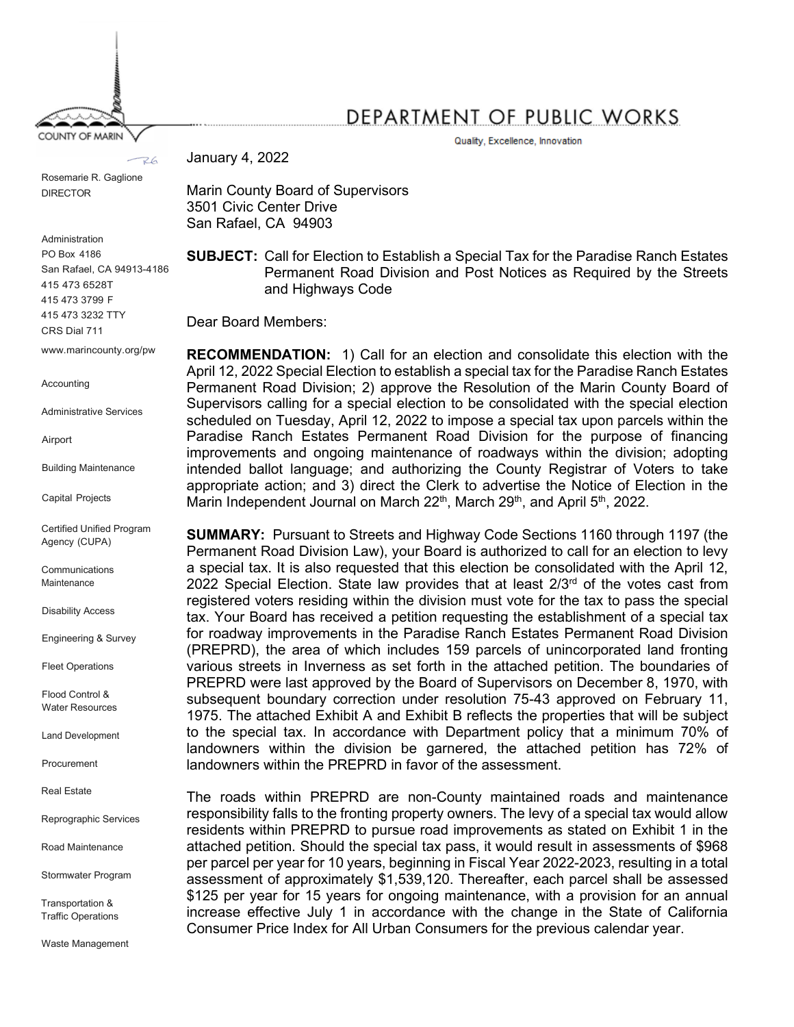COUNTY OF MARIN

# DEPARTMENT OF PUBLIC WORKS

Quality, Excellence, Innovation

Rosemarie R. Gaglione
DIRECTOR

Administration
PO Box 4186
San Rafael, CA 94913-4186
415 473 6528T
415 473 3799 F
415 473 3232 TTY
CRS Dial 711
www.marincounty.org/pw

Accounting

Administrative Services

Airport

Building Maintenance

Capital Projects

Certified Unified Program Agency (CUPA)

Communications Maintenance

Disability Access

Engineering & Survey

Fleet Operations

Flood Control & Water Resources

Land Development

Procurement

Real Estate

Reprographic Services

Road Maintenance

Stormwater Program

Transportation & Traffic Operations

Waste Management

January 4, 2022

Marin County Board of Supervisors
3501 Civic Center Drive
San Rafael, CA 94903

**SUBJECT:** Call for Election to Establish a Special Tax for the Paradise Ranch Estates Permanent Road Division and Post Notices as Required by the Streets and Highways Code

Dear Board Members:

**RECOMMENDATION:** 1) Call for an election and consolidate this election with the April 12, 2022 Special Election to establish a special tax for the Paradise Ranch Estates Permanent Road Division; 2) approve the Resolution of the Marin County Board of Supervisors calling for a special election to be consolidated with the special election scheduled on Tuesday, April 12, 2022 to impose a special tax upon parcels within the Paradise Ranch Estates Permanent Road Division for the purpose of financing improvements and ongoing maintenance of roadways within the division; adopting intended ballot language; and authorizing the County Registrar of Voters to take appropriate action; and 3) direct the Clerk to advertise the Notice of Election in the Marin Independent Journal on March 22nd, March 29th, and April 5th, 2022.

**SUMMARY:** Pursuant to Streets and Highway Code Sections 1160 through 1197 (the Permanent Road Division Law), your Board is authorized to call for an election to levy a special tax. It is also requested that this election be consolidated with the April 12, 2022 Special Election. State law provides that at least 2/3rd of the votes cast from registered voters residing within the division must vote for the tax to pass the special tax. Your Board has received a petition requesting the establishment of a special tax for roadway improvements in the Paradise Ranch Estates Permanent Road Division (PREPRD), the area of which includes 159 parcels of unincorporated land fronting various streets in Inverness as set forth in the attached petition. The boundaries of PREPRD were last approved by the Board of Supervisors on December 8, 1970, with subsequent boundary correction under resolution 75-43 approved on February 11, 1975. The attached Exhibit A and Exhibit B reflects the properties that will be subject to the special tax. In accordance with Department policy that a minimum 70% of landowners within the division be garnered, the attached petition has 72% of landowners within the PREPRD in favor of the assessment.

The roads within PREPRD are non-County maintained roads and maintenance responsibility falls to the fronting property owners. The levy of a special tax would allow residents within PREPRD to pursue road improvements as stated on Exhibit 1 in the attached petition. Should the special tax pass, it would result in assessments of $968 per parcel per year for 10 years, beginning in Fiscal Year 2022-2023, resulting in a total assessment of approximately $1,539,120. Thereafter, each parcel shall be assessed $125 per year for 15 years for ongoing maintenance, with a provision for an annual increase effective July 1 in accordance with the change in the State of California Consumer Price Index for All Urban Consumers for the previous calendar year.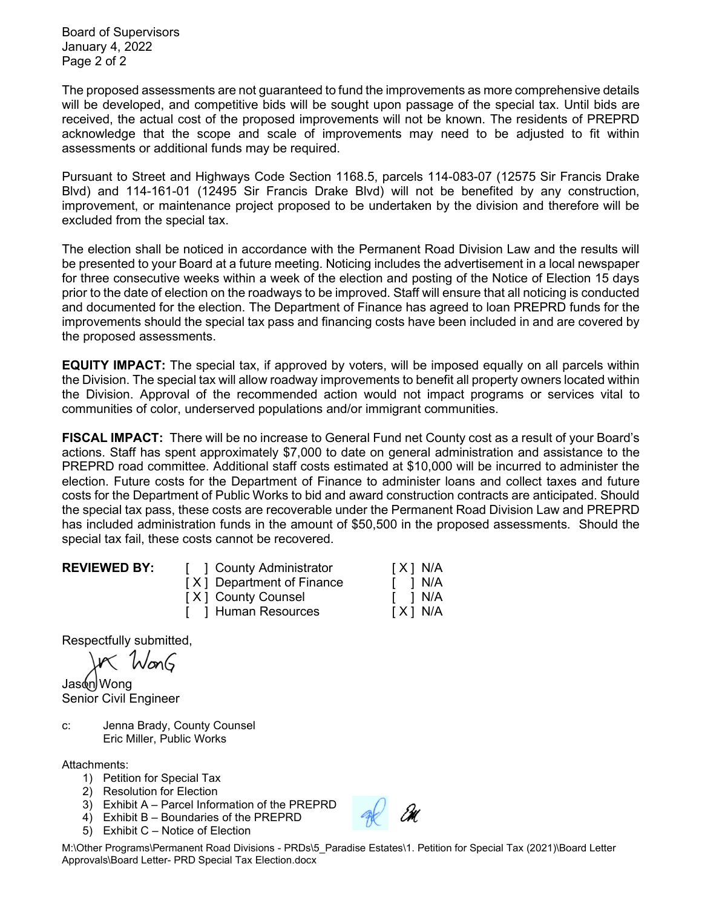The proposed assessments are not guaranteed to fund the improvements as more comprehensive details will be developed, and competitive bids will be sought upon passage of the special tax. Until bids are received, the actual cost of the proposed improvements will not be known. The residents of PREPRD acknowledge that the scope and scale of improvements may need to be adjusted to fit within assessments or additional funds may be required.

Pursuant to Street and Highways Code Section 1168.5, parcels 114-083-07 (12575 Sir Francis Drake Blvd) and 114-161-01 (12495 Sir Francis Drake Blvd) will not be benefited by any construction, improvement, or maintenance project proposed to be undertaken by the division and therefore will be excluded from the special tax.

The election shall be noticed in accordance with the Permanent Road Division Law and the results will be presented to your Board at a future meeting. Noticing includes the advertisement in a local newspaper for three consecutive weeks within a week of the election and posting of the Notice of Election 15 days prior to the date of election on the roadways to be improved. Staff will ensure that all noticing is conducted and documented for the election. The Department of Finance has agreed to loan PREPRD funds for the improvements should the special tax pass and financing costs have been included in and are covered by the proposed assessments.

**EQUITY IMPACT:** The special tax, if approved by voters, will be imposed equally on all parcels within the Division. The special tax will allow roadway improvements to benefit all property owners located within the Division. Approval of the recommended action would not impact programs or services vital to communities of color, underserved populations and/or immigrant communities.

**FISCAL IMPACT:** There will be no increase to General Fund net County cost as a result of your Board's actions. Staff has spent approximately $7,000 to date on general administration and assistance to the PREPRD road committee. Additional staff costs estimated at $10,000 will be incurred to administer the election. Future costs for the Department of Finance to administer loans and collect taxes and future costs for the Department of Public Works to bid and award construction contracts are anticipated. Should the special tax pass, these costs are recoverable under the Permanent Road Division Law and PREPRD has included administration funds in the amount of $50,500 in the proposed assessments. Should the special tax fail, these costs cannot be recovered.

**REVIEWED BY:**

| | | |
|---|---|---|
| [ ] | County Administrator | [X] N/A |
| [X] | Department of Finance | [ ] N/A |
| [X] | County Counsel | [ ] N/A |
| [ ] | Human Resources | [X] N/A |

Respectfully submitted,

Jason Wong
Senior Civil Engineer

c: Jenna Brady, County Counsel
Eric Miller, Public Works

Attachments:

1) Petition for Special Tax
2) Resolution for Election
3) Exhibit A – Parcel Information of the PREPRD
4) Exhibit B – Boundaries of the PREPRD
5) Exhibit C – Notice of Election

M:\Other Programs\Permanent Road Divisions - PRDs\5_Paradise Estates\1. Petition for Special Tax (2021)\Board Letter Approvals\Board Letter- PRD Special Tax Election.docx